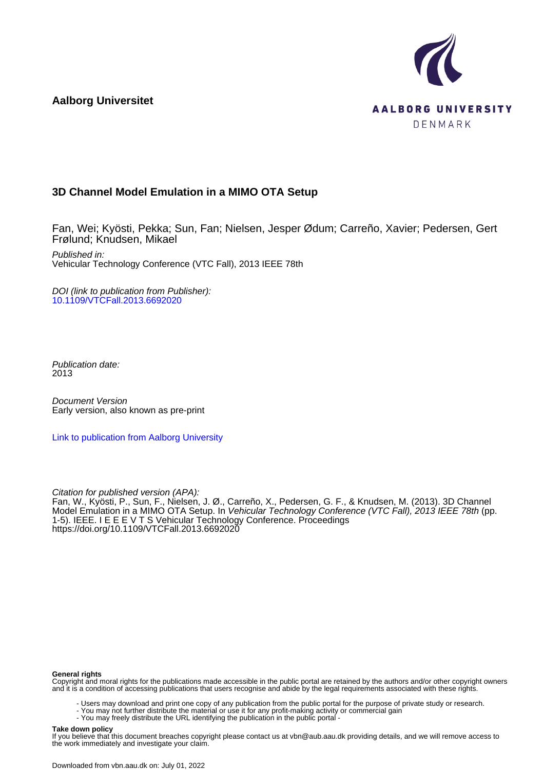**Aalborg Universitet**

AALBORG UNIVERSITY
DENMARK

## 3D Channel Model Emulation in a MIMO OTA Setup

Fan, Wei; Kyösti, Pekka; Sun, Fan; Nielsen, Jesper Ødum; Carreño, Xavier; Pedersen, Gert Frølund; Knudsen, Mikael

*Published in:*
Vehicular Technology Conference (VTC Fall), 2013 IEEE 78th

*DOI (link to publication from Publisher):*
10.1109/VTCFall.2013.6692020

*Publication date:*
2013

*Document Version*
Early version, also known as pre-print

Link to publication from Aalborg University

*Citation for published version (APA):*
Fan, W., Kyösti, P., Sun, F., Nielsen, J. Ø., Carreño, X., Pedersen, G. F., & Knudsen, M. (2013). 3D Channel Model Emulation in a MIMO OTA Setup. In *Vehicular Technology Conference (VTC Fall), 2013 IEEE 78th* (pp. 1-5). IEEE. I E E E V T S Vehicular Technology Conference. Proceedings
https://doi.org/10.1109/VTCFall.2013.6692020

**General rights**
Copyright and moral rights for the publications made accessible in the public portal are retained by the authors and/or other copyright owners and it is a condition of accessing publications that users recognise and abide by the legal requirements associated with these rights.

- Users may download and print one copy of any publication from the public portal for the purpose of private study or research.
- You may not further distribute the material or use it for any profit-making activity or commercial gain
- You may freely distribute the URL identifying the publication in the public portal -

**Take down policy**
If you believe that this document breaches copyright please contact us at vbn@aub.aau.dk providing details, and we will remove access to the work immediately and investigate your claim.

Downloaded from vbn.aau.dk on: July 01, 2022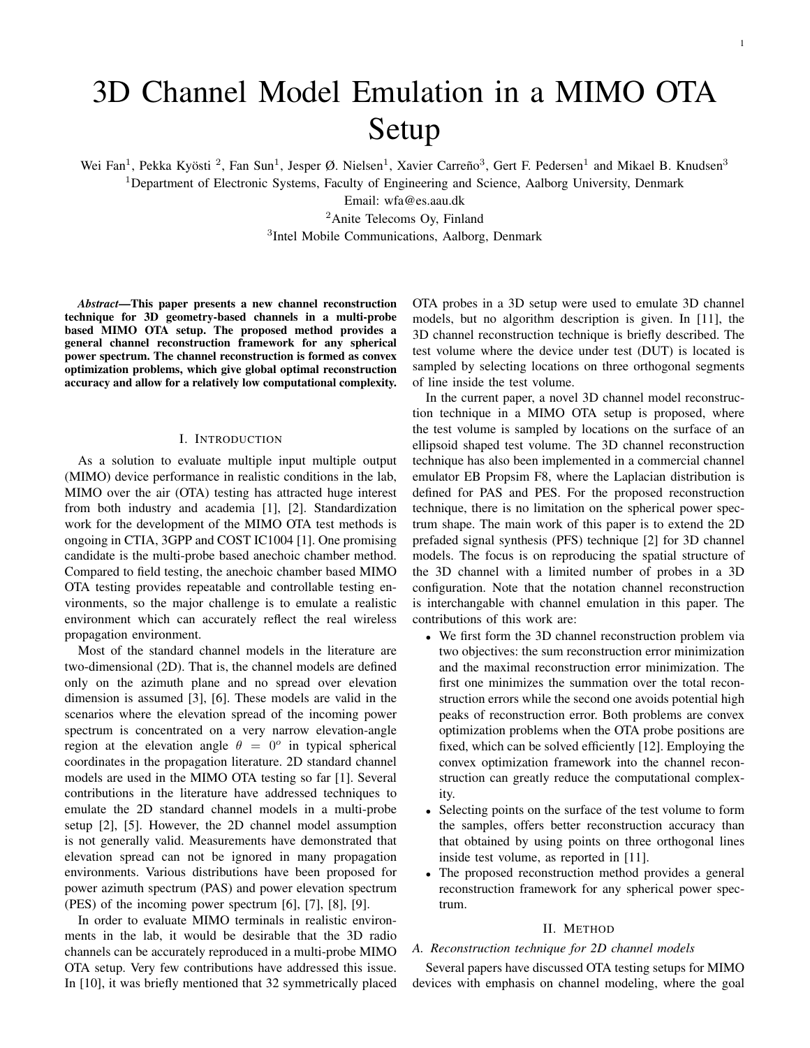# 3D Channel Model Emulation in a MIMO OTA Setup

Wei Fan[1], Pekka Kyösti [2], Fan Sun[1], Jesper Ø. Nielsen[1], Xavier Carreño[3], Gert F. Pedersen[1] and Mikael B. Knudsen[3]

[1]Department of Electronic Systems, Faculty of Engineering and Science, Aalborg University, Denmark

Email: wfa@es.aau.dk

[2]Anite Telecoms Oy, Finland

[3]Intel Mobile Communications, Aalborg, Denmark

***Abstract*—This paper presents a new channel reconstruction technique for 3D geometry-based channels in a multi-probe based MIMO OTA setup. The proposed method provides a general channel reconstruction framework for any spherical power spectrum. The channel reconstruction is formed as convex optimization problems, which give global optimal reconstruction accuracy and allow for a relatively low computational complexity.**

## I. Introduction

As a solution to evaluate multiple input multiple output (MIMO) device performance in realistic conditions in the lab, MIMO over the air (OTA) testing has attracted huge interest from both industry and academia [1], [2]. Standardization work for the development of the MIMO OTA test methods is ongoing in CTIA, 3GPP and COST IC1004 [1]. One promising candidate is the multi-probe based anechoic chamber method. Compared to field testing, the anechoic chamber based MIMO OTA testing provides repeatable and controllable testing environments, so the major challenge is to emulate a realistic environment which can accurately reflect the real wireless propagation environment.

Most of the standard channel models in the literature are two-dimensional (2D). That is, the channel models are defined only on the azimuth plane and no spread over elevation dimension is assumed [3], [6]. These models are valid in the scenarios where the elevation spread of the incoming power spectrum is concentrated on a very narrow elevation-angle region at the elevation angle $\theta = 0^o$ in typical spherical coordinates in the propagation literature. 2D standard channel models are used in the MIMO OTA testing so far [1]. Several contributions in the literature have addressed techniques to emulate the 2D standard channel models in a multi-probe setup [2], [5]. However, the 2D channel model assumption is not generally valid. Measurements have demonstrated that elevation spread can not be ignored in many propagation environments. Various distributions have been proposed for power azimuth spectrum (PAS) and power elevation spectrum (PES) of the incoming power spectrum [6], [7], [8], [9].

In order to evaluate MIMO terminals in realistic environments in the lab, it would be desirable that the 3D radio channels can be accurately reproduced in a multi-probe MIMO OTA setup. Very few contributions have addressed this issue. In [10], it was briefly mentioned that 32 symmetrically placed OTA probes in a 3D setup were used to emulate 3D channel models, but no algorithm description is given. In [11], the 3D channel reconstruction technique is briefly described. The test volume where the device under test (DUT) is located is sampled by selecting locations on three orthogonal segments of line inside the test volume.

In the current paper, a novel 3D channel model reconstruction technique in a MIMO OTA setup is proposed, where the test volume is sampled by locations on the surface of an ellipsoid shaped test volume. The 3D channel reconstruction technique has also been implemented in a commercial channel emulator EB Propsim F8, where the Laplacian distribution is defined for PAS and PES. For the proposed reconstruction technique, there is no limitation on the spherical power spectrum shape. The main work of this paper is to extend the 2D prefaded signal synthesis (PFS) technique [2] for 3D channel models. The focus is on reproducing the spatial structure of the 3D channel with a limited number of probes in a 3D configuration. Note that the notation channel reconstruction is interchangable with channel emulation in this paper. The contributions of this work are:

- We first form the 3D channel reconstruction problem via two objectives: the sum reconstruction error minimization and the maximal reconstruction error minimization. The first one minimizes the summation over the total reconstruction errors while the second one avoids potential high peaks of reconstruction error. Both problems are convex optimization problems when the OTA probe positions are fixed, which can be solved efficiently [12]. Employing the convex optimization framework into the channel reconstruction can greatly reduce the computational complexity.
- Selecting points on the surface of the test volume to form the samples, offers better reconstruction accuracy than that obtained by using points on three orthogonal lines inside test volume, as reported in [11].
- The proposed reconstruction method provides a general reconstruction framework for any spherical power spectrum.

## II. Method

### *A. Reconstruction technique for 2D channel models*

Several papers have discussed OTA testing setups for MIMO devices with emphasis on channel modeling, where the goal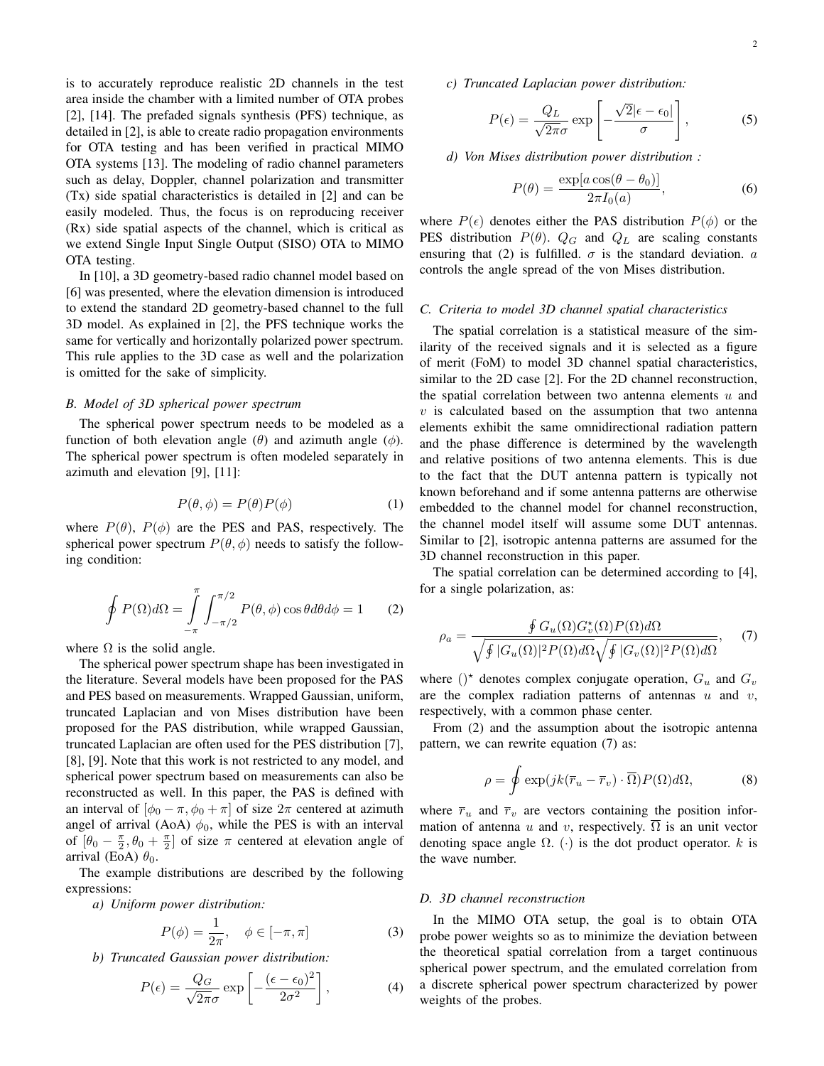is to accurately reproduce realistic 2D channels in the test area inside the chamber with a limited number of OTA probes [2], [14]. The prefaded signals synthesis (PFS) technique, as detailed in [2], is able to create radio propagation environments for OTA testing and has been verified in practical MIMO OTA systems [13]. The modeling of radio channel parameters such as delay, Doppler, channel polarization and transmitter (Tx) side spatial characteristics is detailed in [2] and can be easily modeled. Thus, the focus is on reproducing receiver (Rx) side spatial aspects of the channel, which is critical as we extend Single Input Single Output (SISO) OTA to MIMO OTA testing.

In [10], a 3D geometry-based radio channel model based on [6] was presented, where the elevation dimension is introduced to extend the standard 2D geometry-based channel to the full 3D model. As explained in [2], the PFS technique works the same for vertically and horizontally polarized power spectrum. This rule applies to the 3D case as well and the polarization is omitted for the sake of simplicity.

### B. Model of 3D spherical power spectrum

The spherical power spectrum needs to be modeled as a function of both elevation angle ($\theta$) and azimuth angle ($\phi$). The spherical power spectrum is often modeled separately in azimuth and elevation [9], [11]:

$$P(\theta, \phi) = P(\theta)P(\phi) \tag{1}$$

where $P(\theta)$, $P(\phi)$ are the PES and PAS, respectively. The spherical power spectrum $P(\theta, \phi)$ needs to satisfy the following condition:

$$\oint P(\Omega)d\Omega = \int_{-\pi}^{\pi}\int_{-\pi/2}^{\pi/2} P(\theta, \phi)\cos\theta d\theta d\phi = 1 \tag{2}$$

where $\Omega$ is the solid angle.

The spherical power spectrum shape has been investigated in the literature. Several models have been proposed for the PAS and PES based on measurements. Wrapped Gaussian, uniform, truncated Laplacian and von Mises distribution have been proposed for the PAS distribution, while wrapped Gaussian, truncated Laplacian are often used for the PES distribution [7], [8], [9]. Note that this work is not restricted to any model, and spherical power spectrum based on measurements can also be reconstructed as well. In this paper, the PAS is defined with an interval of $[\phi_0 - \pi, \phi_0 + \pi]$ of size $2\pi$ centered at azimuth angel of arrival (AoA) $\phi_0$, while the PES is with an interval of $[\theta_0 - \frac{\pi}{2}, \theta_0 + \frac{\pi}{2}]$ of size $\pi$ centered at elevation angle of arrival (EoA) $\theta_0$.

The example distributions are described by the following expressions:

*a) Uniform power distribution:*

$$P(\phi) = \frac{1}{2\pi}, \quad \phi \in [-\pi, \pi] \tag{3}$$

*b) Truncated Gaussian power distribution:*

$$P(\epsilon) = \frac{Q_G}{\sqrt{2\pi}\sigma}\exp\left[-\frac{(\epsilon - \epsilon_0)^2}{2\sigma^2}\right], \tag{4}$$

*c) Truncated Laplacian power distribution:*

$$P(\epsilon) = \frac{Q_L}{\sqrt{2\pi}\sigma}\exp\left[-\frac{\sqrt{2}|\epsilon - \epsilon_0|}{\sigma}\right], \tag{5}$$

*d) Von Mises distribution power distribution :*

$$P(\theta) = \frac{\exp[a\cos(\theta - \theta_0)]}{2\pi I_0(a)}, \tag{6}$$

where $P(\epsilon)$ denotes either the PAS distribution $P(\phi)$ or the PES distribution $P(\theta)$. $Q_G$ and $Q_L$ are scaling constants ensuring that (2) is fulfilled. $\sigma$ is the standard deviation. $a$ controls the angle spread of the von Mises distribution.

### C. Criteria to model 3D channel spatial characteristics

The spatial correlation is a statistical measure of the similarity of the received signals and it is selected as a figure of merit (FoM) to model 3D channel spatial characteristics, similar to the 2D case [2]. For the 2D channel reconstruction, the spatial correlation between two antenna elements $u$ and $v$ is calculated based on the assumption that two antenna elements exhibit the same omnidirectional radiation pattern and the phase difference is determined by the wavelength and relative positions of two antenna elements. This is due to the fact that the DUT antenna pattern is typically not known beforehand and if some antenna patterns are otherwise embedded to the channel model for channel reconstruction, the channel model itself will assume some DUT antennas. Similar to [2], isotropic antenna patterns are assumed for the 3D channel reconstruction in this paper.

The spatial correlation can be determined according to [4], for a single polarization, as:

$$\rho_a = \frac{\oint G_u(\Omega)G_v^{\star}(\Omega)P(\Omega)d\Omega}{\sqrt{\oint |G_u(\Omega)|^2 P(\Omega)d\Omega}\sqrt{\oint |G_v(\Omega)|^2 P(\Omega)d\Omega}}, \tag{7}$$

where $()^{\star}$ denotes complex conjugate operation, $G_u$ and $G_v$ are the complex radiation patterns of antennas $u$ and $v$, respectively, with a common phase center.

From (2) and the assumption about the isotropic antenna pattern, we can rewrite equation (7) as:

$$\rho = \oint \exp(jk(\overline{r}_u - \overline{r}_v)\cdot\overline{\Omega})P(\Omega)d\Omega, \tag{8}$$

where $\overline{r}_u$ and $\overline{r}_v$ are vectors containing the position information of antenna $u$ and $v$, respectively. $\overline{\Omega}$ is an unit vector denoting space angle $\Omega$. $(\cdot)$ is the dot product operator. $k$ is the wave number.

### D. 3D channel reconstruction

In the MIMO OTA setup, the goal is to obtain OTA probe power weights so as to minimize the deviation between the theoretical spatial correlation from a target continuous spherical power spectrum, and the emulated correlation from a discrete spherical power spectrum characterized by power weights of the probes.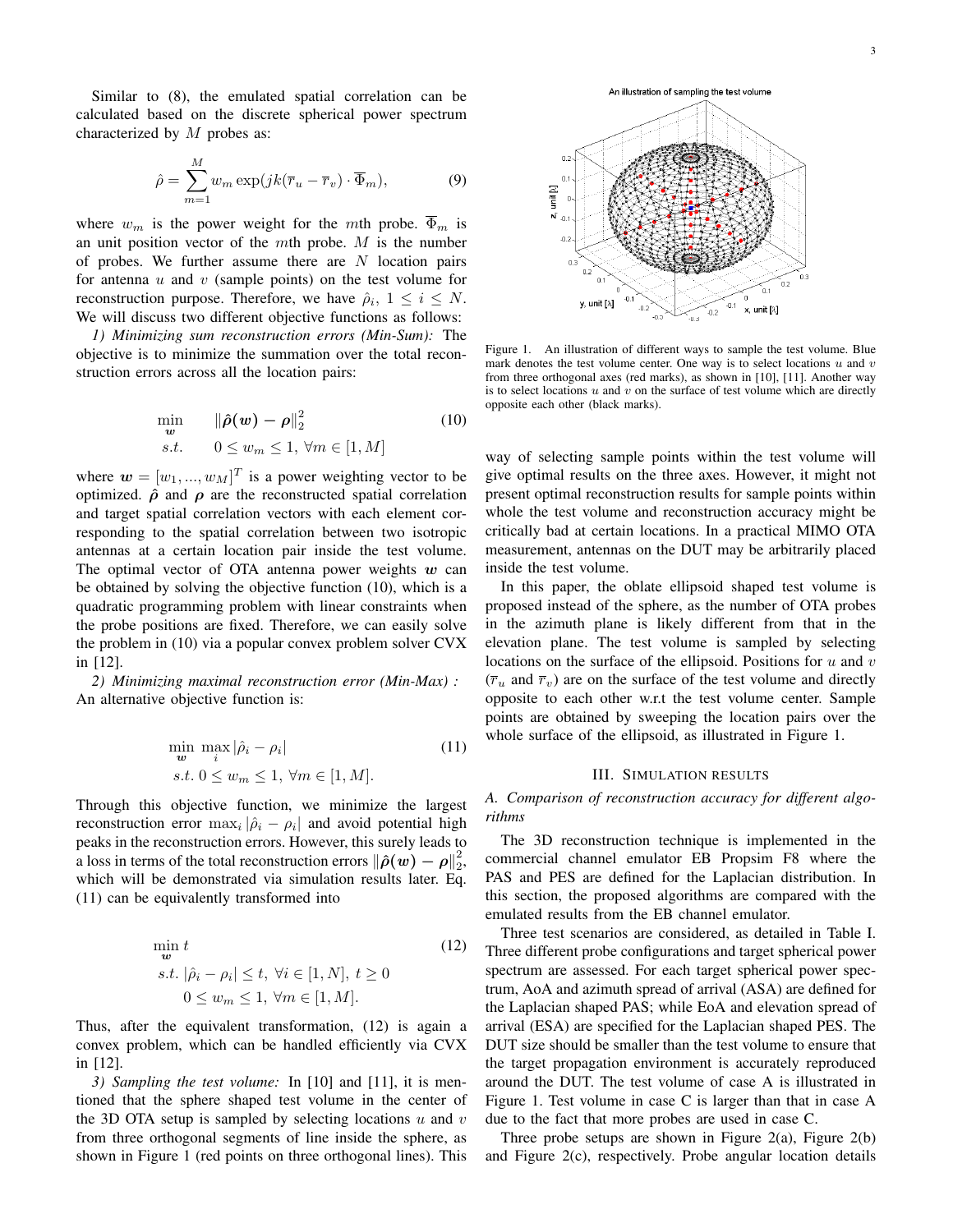Similar to (8), the emulated spatial correlation can be calculated based on the discrete spherical power spectrum characterized by $M$ probes as:

$$\hat{\rho} = \sum_{m=1}^{M} w_m \exp(jk(\overline{r}_u - \overline{r}_v) \cdot \overline{\Phi}_m), \tag{9}$$

where $w_m$ is the power weight for the $m$th probe. $\overline{\Phi}_m$ is an unit position vector of the $m$th probe. $M$ is the number of probes. We further assume there are $N$ location pairs for antenna $u$ and $v$ (sample points) on the test volume for reconstruction purpose. Therefore, we have $\hat{\rho}_i$, $1 \leq i \leq N$. We will discuss two different objective functions as follows:

*1) Minimizing sum reconstruction errors (Min-Sum):* The objective is to minimize the summation over the total reconstruction errors across all the location pairs:

$$\begin{aligned} \min_{\boldsymbol{w}} \quad & \|\hat{\boldsymbol{\rho}}(\boldsymbol{w}) - \boldsymbol{\rho}\|_2^2 \\ s.t. \quad & 0 \leq w_m \leq 1, \ \forall m \in [1, M] \end{aligned} \tag{10}$$

where $\boldsymbol{w} = [w_1, ..., w_M]^T$ is a power weighting vector to be optimized. $\hat{\boldsymbol{\rho}}$ and $\boldsymbol{\rho}$ are the reconstructed spatial correlation and target spatial correlation vectors with each element corresponding to the spatial correlation between two isotropic antennas at a certain location pair inside the test volume. The optimal vector of OTA antenna power weights $\boldsymbol{w}$ can be obtained by solving the objective function (10), which is a quadratic programming problem with linear constraints when the probe positions are fixed. Therefore, we can easily solve the problem in (10) via a popular convex problem solver CVX in [12].

*2) Minimizing maximal reconstruction error (Min-Max) :* An alternative objective function is:

$$\begin{aligned} & \min_{\boldsymbol{w}} \max_i |\hat{\rho}_i - \rho_i| \\ & s.t. \ 0 \leq w_m \leq 1, \ \forall m \in [1, M]. \end{aligned} \tag{11}$$

Through this objective function, we minimize the largest reconstruction error $\max_i |\hat{\rho}_i - \rho_i|$ and avoid potential high peaks in the reconstruction errors. However, this surely leads to a loss in terms of the total reconstruction errors $\|\hat{\boldsymbol{\rho}}(\boldsymbol{w}) - \boldsymbol{\rho}\|_2^2$, which will be demonstrated via simulation results later. Eq. (11) can be equivalently transformed into

$$\begin{aligned} & \min_{\boldsymbol{w}} t \\ & s.t. \ |\hat{\rho}_i - \rho_i| \leq t, \ \forall i \in [1, N], \ t \geq 0 \\ & \qquad 0 \leq w_m \leq 1, \ \forall m \in [1, M]. \end{aligned} \tag{12}$$

Thus, after the equivalent transformation, (12) is again a convex problem, which can be handled efficiently via CVX in [12].

*3) Sampling the test volume:* In [10] and [11], it is mentioned that the sphere shaped test volume in the center of the 3D OTA setup is sampled by selecting locations $u$ and $v$ from three orthogonal segments of line inside the sphere, as shown in Figure 1 (red points on three orthogonal lines). This way of selecting sample points within the test volume will give optimal results on the three axes. However, it might not present optimal reconstruction results for sample points within whole the test volume and reconstruction accuracy might be critically bad at certain locations. In a practical MIMO OTA measurement, antennas on the DUT may be arbitrarily placed inside the test volume.

Figure 1. An illustration of different ways to sample the test volume. Blue mark denotes the test volume center. One way is to select locations $u$ and $v$ from three orthogonal axes (red marks), as shown in [10], [11]. Another way is to select locations $u$ and $v$ on the surface of test volume which are directly opposite each other (black marks).

In this paper, the oblate ellipsoid shaped test volume is proposed instead of the sphere, as the number of OTA probes in the azimuth plane is likely different from that in the elevation plane. The test volume is sampled by selecting locations on the surface of the ellipsoid. Positions for $u$ and $v$ ($\overline{r}_u$ and $\overline{r}_v$) are on the surface of the test volume and directly opposite to each other w.r.t the test volume center. Sample points are obtained by sweeping the location pairs over the whole surface of the ellipsoid, as illustrated in Figure 1.

## III. Simulation Results

### A. Comparison of reconstruction accuracy for different algorithms

The 3D reconstruction technique is implemented in the commercial channel emulator EB Propsim F8 where the PAS and PES are defined for the Laplacian distribution. In this section, the proposed algorithms are compared with the emulated results from the EB channel emulator.

Three test scenarios are considered, as detailed in Table I. Three different probe configurations and target spherical power spectrum are assessed. For each target spherical power spectrum, AoA and azimuth spread of arrival (ASA) are defined for the Laplacian shaped PAS; while EoA and elevation spread of arrival (ESA) are specified for the Laplacian shaped PES. The DUT size should be smaller than the test volume to ensure that the target propagation environment is accurately reproduced around the DUT. The test volume of case A is illustrated in Figure 1. Test volume in case C is larger than that in case A due to the fact that more probes are used in case C.

Three probe setups are shown in Figure 2(a), Figure 2(b) and Figure 2(c), respectively. Probe angular location details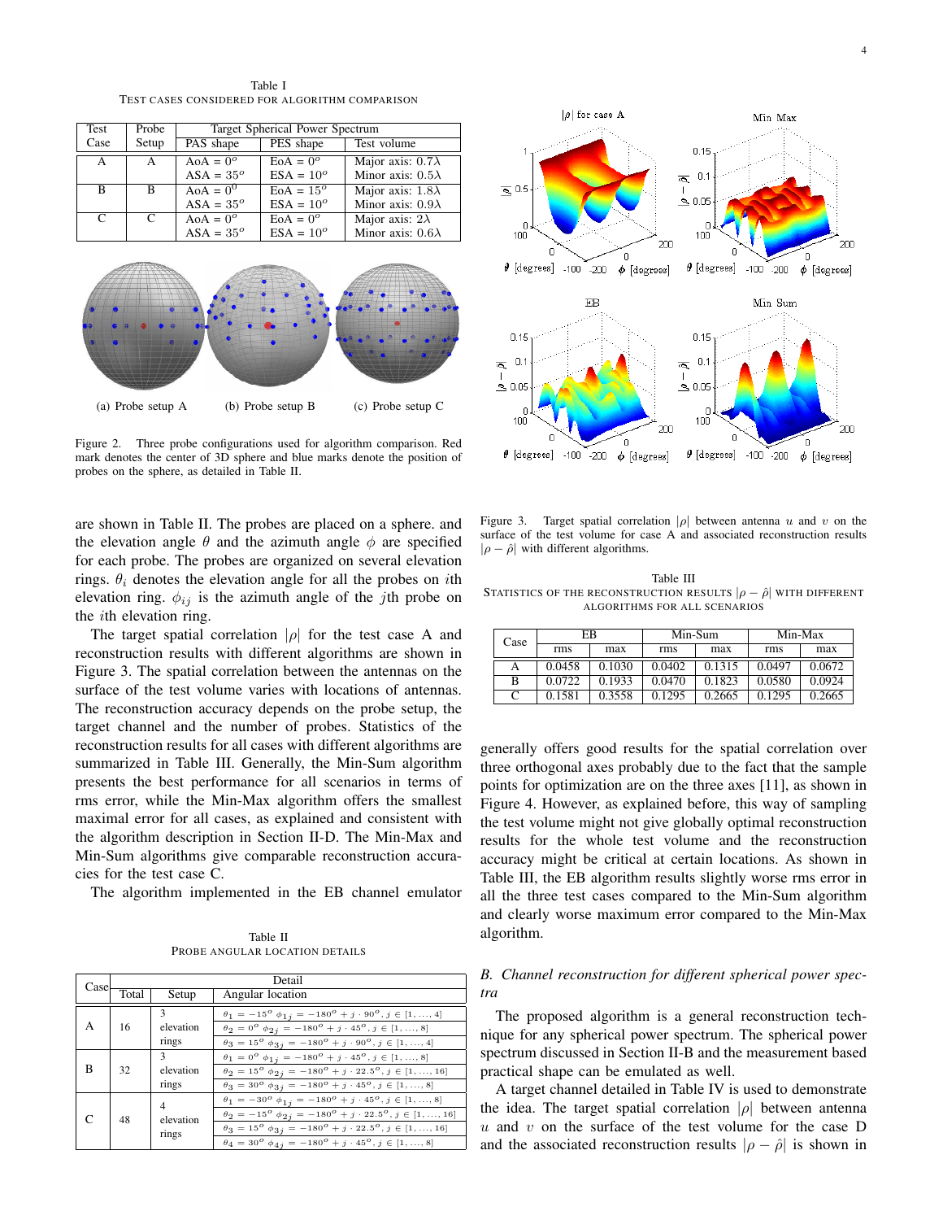Table I
TEST CASES CONSIDERED FOR ALGORITHM COMPARISON

| Test Case | Probe Setup | Target Spherical Power Spectrum | | |
|---|---|---|---|---|
| | | PAS shape | PES shape | Test volume |
| A | A | AoA = $0^o$ ASA = $35^o$ | EoA = $0^o$ ESA = $10^o$ | Major axis: $0.7\lambda$ Minor axis: $0.5\lambda$ |
| B | B | AoA = $0^0$ ASA = $35^o$ | EoA = $15^o$ ESA = $10^o$ | Major axis: $1.8\lambda$ Minor axis: $0.9\lambda$ |
| C | C | AoA = $0^o$ ASA = $35^o$ | EoA = $0^o$ ESA = $10^o$ | Major axis: $2\lambda$ Minor axis: $0.6\lambda$ |

(a) Probe setup A (b) Probe setup B (c) Probe setup C

Figure 2. Three probe configurations used for algorithm comparison. Red mark denotes the center of 3D sphere and blue marks denote the position of probes on the sphere, as detailed in Table II.

are shown in Table II. The probes are placed on a sphere. and the elevation angle $\theta$ and the azimuth angle $\phi$ are specified for each probe. The probes are organized on several elevation rings. $\theta_i$ denotes the elevation angle for all the probes on $i$th elevation ring. $\phi_{ij}$ is the azimuth angle of the $j$th probe on the $i$th elevation ring.

The target spatial correlation $|\rho|$ for the test case A and reconstruction results with different algorithms are shown in Figure 3. The spatial correlation between the antennas on the surface of the test volume varies with locations of antennas. The reconstruction accuracy depends on the probe setup, the target channel and the number of probes. Statistics of the reconstruction results for all cases with different algorithms are summarized in Table III. Generally, the Min-Sum algorithm presents the best performance for all scenarios in terms of rms error, while the Min-Max algorithm offers the smallest maximal error for all cases, as explained and consistent with the algorithm description in Section II-D. The Min-Max and Min-Sum algorithms give comparable reconstruction accuracies for the test case C.

The algorithm implemented in the EB channel emulator generally offers good results for the spatial correlation over three orthogonal axes probably due to the fact that the sample points for optimization are on the three axes [11], as shown in Figure 4. However, as explained before, this way of sampling the test volume might not give globally optimal reconstruction results for the whole test volume and the reconstruction accuracy might be critical at certain locations. As shown in Table III, the EB algorithm results slightly worse rms error in all the three test cases compared to the Min-Sum algorithm and clearly worse maximum error compared to the Min-Max algorithm.

Table II
PROBE ANGULAR LOCATION DETAILS

| Case | Detail | | |
|---|---|---|---|
| | Total | Setup | Angular location |
| A | 16 | 3 elevation rings | $\theta_1 = -15^o$ $\phi_{1j} = -180^o + j \cdot 90^o, j \in [1, \ldots, 4]$ |
| | | | $\theta_2 = 0^o$ $\phi_{2j} = -180^o + j \cdot 45^o, j \in [1, \ldots, 8]$ |
| | | | $\theta_3 = 15^o$ $\phi_{3j} = -180^o + j \cdot 90^o, j \in [1, \ldots, 4]$ |
| B | 32 | 3 elevation rings | $\theta_1 = 0^o$ $\phi_{1j} = -180^o + j \cdot 45^o, j \in [1, \ldots, 8]$ |
| | | | $\theta_2 = 15^o$ $\phi_{2j} = -180^o + j \cdot 22.5^o, j \in [1, \ldots, 16]$ |
| | | | $\theta_3 = 30^o$ $\phi_{3j} = -180^o + j \cdot 45^o, j \in [1, \ldots, 8]$ |
| C | 48 | 4 elevation rings | $\theta_1 = -30^o$ $\phi_{1j} = -180^o + j \cdot 45^o, j \in [1, \ldots, 8]$ |
| | | | $\theta_2 = -15^o$ $\phi_{2j} = -180^o + j \cdot 22.5^o, j \in [1, \ldots, 16]$ |
| | | | $\theta_3 = 15^o$ $\phi_{3j} = -180^o + j \cdot 22.5^o, j \in [1, \ldots, 16]$ |
| | | | $\theta_4 = 30^o$ $\phi_{4j} = -180^o + j \cdot 45^o, j \in [1, \ldots, 8]$ |

Figure 3. Target spatial correlation $|\rho|$ between antenna $u$ and $v$ on the surface of the test volume for case A and associated reconstruction results $|\rho - \hat{\rho}|$ with different algorithms.

Table III
STATISTICS OF THE RECONSTRUCTION RESULTS $|\rho - \hat{\rho}|$ WITH DIFFERENT ALGORITHMS FOR ALL SCENARIOS

| Case | EB | | Min-Sum | | Min-Max | |
|---|---|---|---|---|---|---|
| | rms | max | rms | max | rms | max |
| A | 0.0458 | 0.1030 | 0.0402 | 0.1315 | 0.0497 | 0.0672 |
| B | 0.0722 | 0.1933 | 0.0470 | 0.1823 | 0.0580 | 0.0924 |
| C | 0.1581 | 0.3558 | 0.1295 | 0.2665 | 0.1295 | 0.2665 |

### *B. Channel reconstruction for different spherical power spectra*

The proposed algorithm is a general reconstruction technique for any spherical power spectrum. The spherical power spectrum discussed in Section II-B and the measurement based practical shape can be emulated as well.

A target channel detailed in Table IV is used to demonstrate the idea. The target spatial correlation $|\rho|$ between antenna $u$ and $v$ on the surface of the test volume for the case D and the associated reconstruction results $|\rho - \hat{\rho}|$ is shown in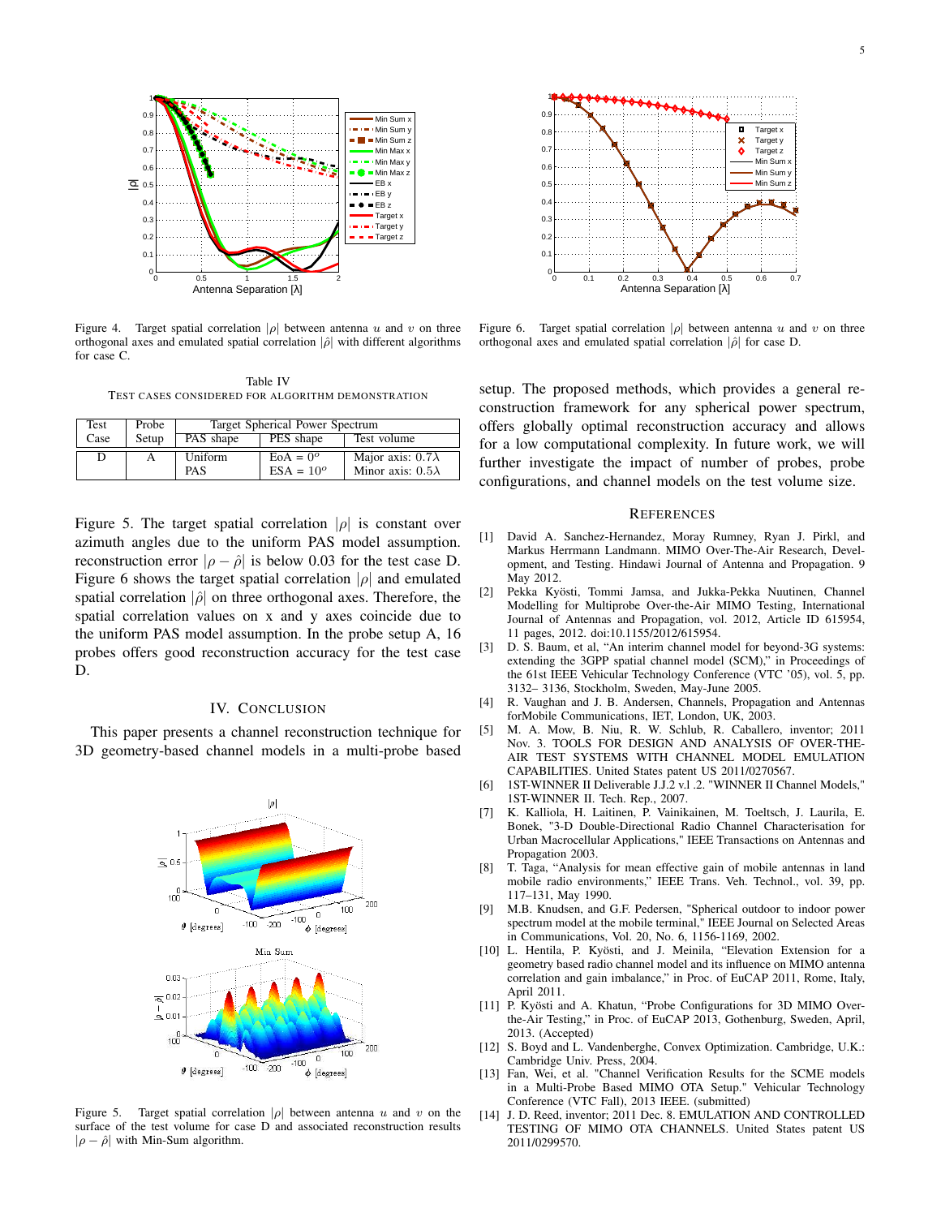|ρ|

0.9
0.8
0.7
0.6
0.5
0.4
0.3
0.2
0.1
0

0
0.5
1
1.5
2

Antenna Separation [λ]

Min Sum x
Min Sum y
Min Sum z
Min Max x
Min Max y
Min Max z
EB x
EB y
EB z
Target x
Target y
Target z

Figure 4. Target spatial correlation $|\rho|$ between antenna $u$ and $v$ on three orthogonal axes and emulated spatial correlation $|\hat{\rho}|$ with different algorithms for case C.

0.9
0.8
0.7
0.6
0.5
0.4
0.3
0.2
0.1
0

0
0.1
0.2
0.3
0.4
0.5
0.6
0.7

Antenna Separation [λ]

Target x
Target y
Target z
Min Sum x
Min Sum y
Min Sum z

Figure 6. Target spatial correlation $|\rho|$ between antenna $u$ and $v$ on three orthogonal axes and emulated spatial correlation $|\hat{\rho}|$ for case D.

Table IV
TEST CASES CONSIDERED FOR ALGORITHM DEMONSTRATION

| Test Case | Probe Setup | Target Spherical Power Spectrum | | |
|---|---|---|---|---|
| | | PAS shape | PES shape | Test volume |
| D | A | Uniform PAS | EoA = $0^o$ ESA = $10^o$ | Major axis: $0.7\lambda$ Minor axis: $0.5\lambda$ |

Figure 5. The target spatial correlation $|\rho|$ is constant over azimuth angles due to the uniform PAS model assumption. reconstruction error $|\rho - \hat{\rho}|$ is below 0.03 for the test case D. Figure 6 shows the target spatial correlation $|\rho|$ and emulated spatial correlation $|\hat{\rho}|$ on three orthogonal axes. Therefore, the spatial correlation values on x and y axes coincide due to the uniform PAS model assumption. In the probe setup A, 16 probes offers good reconstruction accuracy for the test case D.

## IV. Conclusion

This paper presents a channel reconstruction technique for 3D geometry-based channel models in a multi-probe based setup. The proposed methods, which provides a general reconstruction framework for any spherical power spectrum, offers globally optimal reconstruction accuracy and allows for a low computational complexity. In future work, we will further investigate the impact of number of probes, probe configurations, and channel models on the test volume size.

|ρ|

1
0.5
0
100
0
-100
θ [degrees]
200
100
0
-100
-200
ϕ [degrees]

Min Sum

0.03
0.02
0.01
0
100
0
-100
θ [degrees]
200
100
0
-100
-200
ϕ [degrees]

Figure 5. Target spatial correlation $|\rho|$ between antenna $u$ and $v$ on the surface of the test volume for case D and associated reconstruction results $|\rho - \hat{\rho}|$ with Min-Sum algorithm.

## References

[1] David A. Sanchez-Hernandez, Moray Rumney, Ryan J. Pirkl, and Markus Herrmann Landmann. MIMO Over-The-Air Research, Development, and Testing. Hindawi Journal of Antenna and Propagation. 9 May 2012.

[2] Pekka Kyösti, Tommi Jamsa, and Jukka-Pekka Nuutinen, Channel Modelling for Multiprobe Over-the-Air MIMO Testing, International Journal of Antennas and Propagation, vol. 2012, Article ID 615954, 11 pages, 2012. doi:10.1155/2012/615954.

[3] D. S. Baum, et al, "An interim channel model for beyond-3G systems: extending the 3GPP spatial channel model (SCM)," in Proceedings of the 61st IEEE Vehicular Technology Conference (VTC '05), vol. 5, pp. 3132– 3136, Stockholm, Sweden, May-June 2005.

[4] R. Vaughan and J. B. Andersen, Channels, Propagation and Antennas forMobile Communications, IET, London, UK, 2003.

[5] M. A. Mow, B. Niu, R. W. Schlub, R. Caballero, inventor; 2011 Nov. 3. TOOLS FOR DESIGN AND ANALYSIS OF OVER-THE-AIR TEST SYSTEMS WITH CHANNEL MODEL EMULATION CAPABILITIES. United States patent US 2011/0270567.

[6] 1ST-WINNER II Deliverable J.J.2 v.l .2. "WINNER II Channel Models," 1ST-WINNER II. Tech. Rep., 2007.

[7] K. Kalliola, H. Laitinen, P. Vainikainen, M. Toeltsch, J. Laurila, E. Bonek, "3-D Double-Directional Radio Channel Characterisation for Urban Macrocellular Applications," IEEE Transactions on Antennas and Propagation 2003.

[8] T. Taga, "Analysis for mean effective gain of mobile antennas in land mobile radio environments," IEEE Trans. Veh. Technol., vol. 39, pp. 117–131, May 1990.

[9] M.B. Knudsen, and G.F. Pedersen, "Spherical outdoor to indoor power spectrum model at the mobile terminal," IEEE Journal on Selected Areas in Communications, Vol. 20, No. 6, 1156-1169, 2002.

[10] L. Hentila, P. Kyösti, and J. Meinila, "Elevation Extension for a geometry based radio channel model and its influence on MIMO antenna correlation and gain imbalance," in Proc. of EuCAP 2011, Rome, Italy, April 2011.

[11] P. Kyösti and A. Khatun, "Probe Configurations for 3D MIMO Over-the-Air Testing," in Proc. of EuCAP 2013, Gothenburg, Sweden, April, 2013. (Accepted)

[12] S. Boyd and L. Vandenberghe, Convex Optimization. Cambridge, U.K.: Cambridge Univ. Press, 2004.

[13] Fan, Wei, et al. "Channel Verification Results for the SCME models in a Multi-Probe Based MIMO OTA Setup." Vehicular Technology Conference (VTC Fall), 2013 IEEE. (submitted)

[14] J. D. Reed, inventor; 2011 Dec. 8. EMULATION AND CONTROLLED TESTING OF MIMO OTA CHANNELS. United States patent US 2011/0299570.